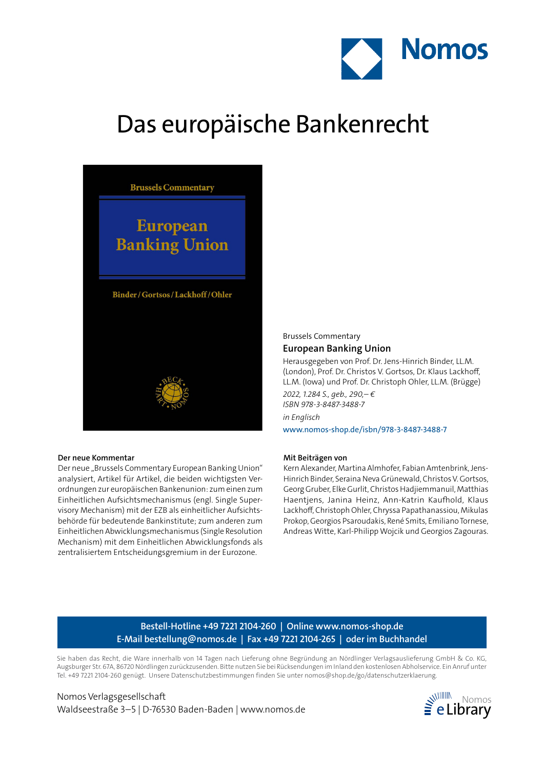Nomos

# Das europäische Bankenrecht

Brussels Commentary

**European Banking Union**

Herausgegeben von Prof. Dr. Jens-Hinrich Binder, LL.M. (London), Prof. Dr. Christos V. Gortsos, Dr. Klaus Lackhoff, LL.M. (Iowa) und Prof. Dr. Christoph Ohler, LL.M. (Brügge)

*2022, 1.284 S., geb., 290,– €*

*ISBN 978-3-8487-3488-7*

*in Englisch*

www.nomos-shop.de/isbn/978-3-8487-3488-7

**Der neue Kommentar**

Der neue „Brussels Commentary European Banking Union" analysiert, Artikel für Artikel, die beiden wichtigsten Verordnungen zur europäischen Bankenunion: zum einen zum Einheitlichen Aufsichtsmechanismus (engl. Single Supervisory Mechanism) mit der EZB als einheitlicher Aufsichtsbehörde für bedeutende Bankinstitute; zum anderen zum Einheitlichen Abwicklungsmechanismus (Single Resolution Mechanism) mit dem Einheitlichen Abwicklungsfonds als zentralisiertem Entscheidungsgremium in der Eurozone.

**Mit Beiträgen von**

Kern Alexander, Martina Almhofer, Fabian Amtenbrink, Jens-Hinrich Binder, Seraina Neva Grünewald, Christos V. Gortsos, Georg Gruber, Elke Gurlit, Christos Hadjiemmanuil, Matthias Haentjens, Janina Heinz, Ann-Katrin Kaufhold, Klaus Lackhoff, Christoph Ohler, Chryssa Papathanassiou, Mikulas Prokop, Georgios Psaroudakis, René Smits, Emiliano Tornese, Andreas Witte, Karl-Philipp Wojcik und Georgios Zagouras.

**Bestell-Hotline +49 7221 2104-260 | Online www.nomos-shop.de**
**E-Mail bestellung@nomos.de | Fax +49 7221 2104-265 | oder im Buchhandel**

Sie haben das Recht, die Ware innerhalb von 14 Tagen nach Lieferung ohne Begründung an Nördlinger Verlagsauslieferung GmbH & Co. KG, Augsburger Str. 67A, 86720 Nördlingen zurückzusenden. Bitte nutzen Sie bei Rücksendungen im Inland den kostenlosen Abholservice. Ein Anruf unter Tel. +49 7221 2104-260 genügt. Unsere Datenschutzbestimmungen finden Sie unter nomos@shop.de/go/datenschutzerklaerung.

Nomos Verlagsgesellschaft
Waldseestraße 3–5 | D-76530 Baden-Baden | www.nomos.de

Nomos eLibrary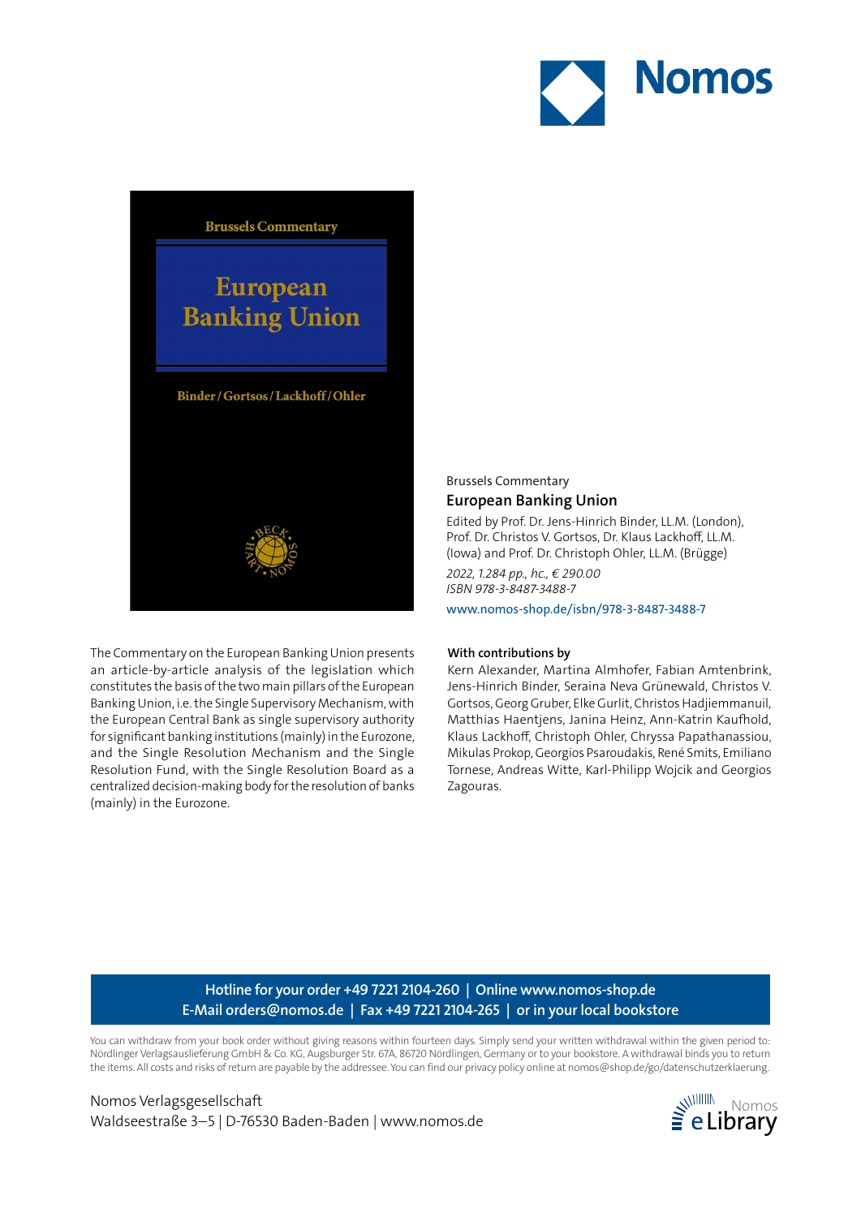Nomos

Brussels Commentary

**European Banking Union**

Edited by Prof. Dr. Jens-Hinrich Binder, LL.M. (London), Prof. Dr. Christos V. Gortsos, Dr. Klaus Lackhoff, LL.M. (Iowa) and Prof. Dr. Christoph Ohler, LL.M. (Brügge)

*2022, 1.284 pp., hc., € 290.00*
*ISBN 978-3-8487-3488-7*

www.nomos-shop.de/isbn/978-3-8487-3488-7

The Commentary on the European Banking Union presents an article-by-article analysis of the legislation which constitutes the basis of the two main pillars of the European Banking Union, i.e. the Single Supervisory Mechanism, with the European Central Bank as single supervisory authority for significant banking institutions (mainly) in the Eurozone, and the Single Resolution Mechanism and the Single Resolution Fund, with the Single Resolution Board as a centralized decision-making body for the resolution of banks (mainly) in the Eurozone.

**With contributions by**

Kern Alexander, Martina Almhofer, Fabian Amtenbrink, Jens-Hinrich Binder, Seraina Neva Grünewald, Christos V. Gortsos, Georg Gruber, Elke Gurlit, Christos Hadjiemmanuil, Matthias Haentjens, Janina Heinz, Ann-Katrin Kaufhold, Klaus Lackhoff, Christoph Ohler, Chryssa Papathanassiou, Mikulas Prokop, Georgios Psaroudakis, René Smits, Emiliano Tornese, Andreas Witte, Karl-Philipp Wojcik and Georgios Zagouras.

**Hotline for your order +49 7221 2104-260 | Online www.nomos-shop.de**
**E-Mail orders@nomos.de | Fax +49 7221 2104-265 | or in your local bookstore**

You can withdraw from your book order without giving reasons within fourteen days. Simply send your written withdrawal within the given period to: Nördlinger Verlagsauslieferung GmbH & Co. KG, Augsburger Str. 67A, 86720 Nördlingen, Germany or to your bookstore. A withdrawal binds you to return the items. All costs and risks of return are payable by the addressee. You can find our privacy policy online at nomos@shop.de/go/datenschutzerklaerung.

Nomos Verlagsgesellschaft
Waldseestraße 3–5 | D-76530 Baden-Baden | www.nomos.de

Nomos eLibrary